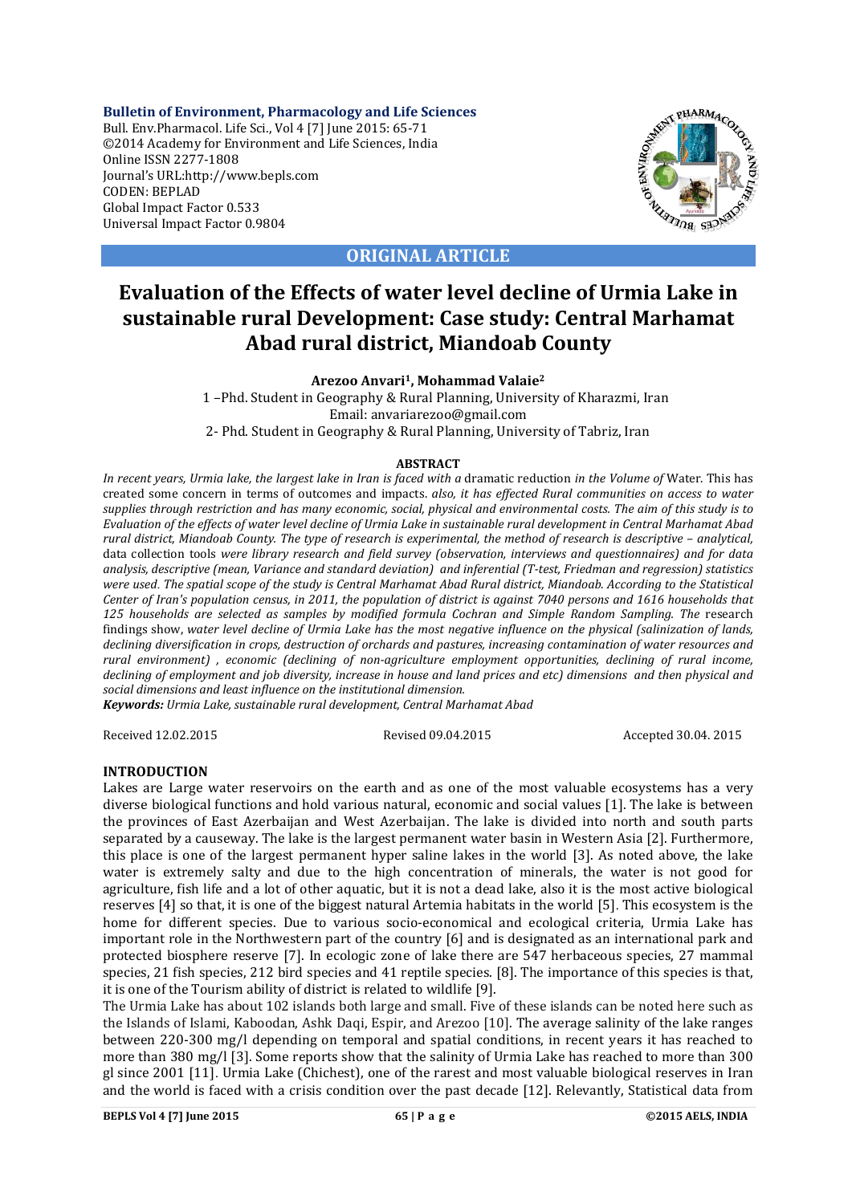**Bulletin of Environment, Pharmacology and Life Sciences**
Bull. Env.Pharmacol. Life Sci., Vol 4 [7] June 2015: 65-71
©2014 Academy for Environment and Life Sciences, India
Online ISSN 2277-1808
Journal's URL:http://www.bepls.com
CODEN: BEPLAD
Global Impact Factor 0.533
Universal Impact Factor 0.9804

**ORIGINAL ARTICLE**

# Evaluation of the Effects of water level decline of Urmia Lake in sustainable rural Development: Case study: Central Marhamat Abad rural district, Miandoab County

**Arezoo Anvari[1], Mohammad Valaie[2]**

1 –Phd. Student in Geography & Rural Planning, University of Kharazmi, Iran
Email: anvariarezoo@gmail.com
2- Phd. Student in Geography & Rural Planning, University of Tabriz, Iran

## ABSTRACT

*In recent years, Urmia lake, the largest lake in Iran is faced with a* dramatic reduction *in the Volume of* Water. This has created some concern in terms of outcomes and impacts. *also, it has effected Rural communities on access to water supplies through restriction and has many economic, social, physical and environmental costs. The aim of this study is to Evaluation of the effects of water level decline of Urmia Lake in sustainable rural development in Central Marhamat Abad rural district, Miandoab County. The type of research is experimental, the method of research is descriptive – analytical,* data collection tools *were library research and field survey (observation, interviews and questionnaires) and for data analysis, descriptive (mean, Variance and standard deviation) and inferential (T-test, Friedman and regression) statistics were used. The spatial scope of the study is Central Marhamat Abad Rural district, Miandoab. According to the Statistical Center of Iran's population census, in 2011, the population of district is against 7040 persons and 1616 households that 125 households are selected as samples by modified formula Cochran and Simple Random Sampling.* The research findings show, *water level decline of Urmia Lake has the most negative influence on the physical (salinization of lands, declining diversification in crops, destruction of orchards and pastures, increasing contamination of water resources and rural environment) , economic (declining of non-agriculture employment opportunities, declining of rural income, declining of employment and job diversity, increase in house and land prices and etc) dimensions and then physical and social dimensions and least influence on the institutional dimension.*

***Keywords:*** *Urmia Lake, sustainable rural development, Central Marhamat Abad*

Received 12.02.2015 Revised 09.04.2015 Accepted 30.04. 2015

## INTRODUCTION

Lakes are Large water reservoirs on the earth and as one of the most valuable ecosystems has a very diverse biological functions and hold various natural, economic and social values [1]. The lake is between the provinces of East Azerbaijan and West Azerbaijan. The lake is divided into north and south parts separated by a causeway. The lake is the largest permanent water basin in Western Asia [2]. Furthermore, this place is one of the largest permanent hyper saline lakes in the world [3]. As noted above, the lake water is extremely salty and due to the high concentration of minerals, the water is not good for agriculture, fish life and a lot of other aquatic, but it is not a dead lake, also it is the most active biological reserves [4] so that, it is one of the biggest natural Artemia habitats in the world [5]. This ecosystem is the home for different species. Due to various socio-economical and ecological criteria, Urmia Lake has important role in the Northwestern part of the country [6] and is designated as an international park and protected biosphere reserve [7]. In ecologic zone of lake there are 547 herbaceous species, 27 mammal species, 21 fish species, 212 bird species and 41 reptile species. [8]. The importance of this species is that, it is one of the Tourism ability of district is related to wildlife [9].

The Urmia Lake has about 102 islands both large and small. Five of these islands can be noted here such as the Islands of Islami, Kaboodan, Ashk Daqi, Espir, and Arezoo [10]. The average salinity of the lake ranges between 220-300 mg/l depending on temporal and spatial conditions, in recent years it has reached to more than 380 mg/l [3]. Some reports show that the salinity of Urmia Lake has reached to more than 300 gl since 2001 [11]. Urmia Lake (Chichest), one of the rarest and most valuable biological reserves in Iran and the world is faced with a crisis condition over the past decade [12]. Relevantly, Statistical data from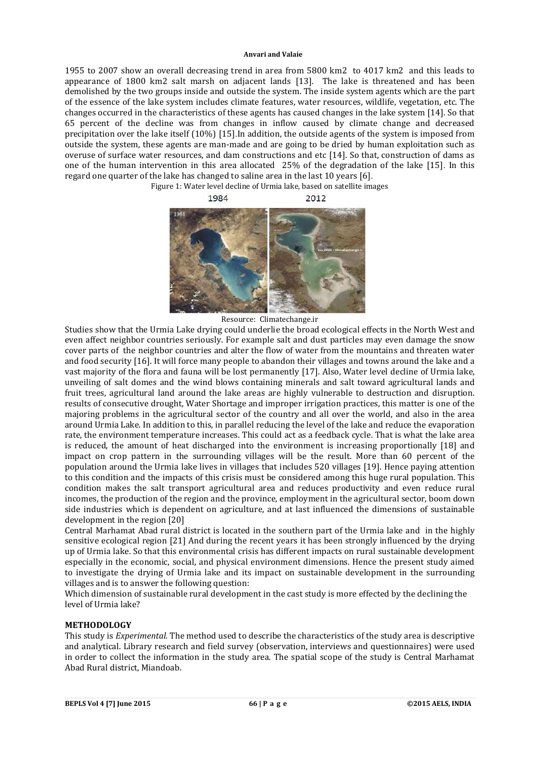1955 to 2007 show an overall decreasing trend in area from 5800 km2 to 4017 km2 and this leads to appearance of 1800 km2 salt marsh on adjacent lands [13]. The lake is threatened and has been demolished by the two groups inside and outside the system. The inside system agents which are the part of the essence of the lake system includes climate features, water resources, wildlife, vegetation, etc. The changes occurred in the characteristics of these agents has caused changes in the lake system [14]. So that 65 percent of the decline was from changes in inflow caused by climate change and decreased precipitation over the lake itself (10%) [15].In addition, the outside agents of the system is imposed from outside the system, these agents are man-made and are going to be dried by human exploitation such as overuse of surface water resources, and dam constructions and etc [14]. So that, construction of dams as one of the human intervention in this area allocated 25% of the degradation of the lake [15]. In this regard one quarter of the lake has changed to saline area in the last 10 years [6].

Figure 1: Water level decline of Urmia lake, based on satellite images

1984 2012

Resource: Climatechange.ir

Studies show that the Urmia Lake drying could underlie the broad ecological effects in the North West and even affect neighbor countries seriously. For example salt and dust particles may even damage the snow cover parts of the neighbor countries and alter the flow of water from the mountains and threaten water and food security [16]. It will force many people to abandon their villages and towns around the lake and a vast majority of the flora and fauna will be lost permanently [17]. Also, Water level decline of Urmia lake, unveiling of salt domes and the wind blows containing minerals and salt toward agricultural lands and fruit trees, agricultural land around the lake areas are highly vulnerable to destruction and disruption. results of consecutive drought, Water Shortage and improper irrigation practices, this matter is one of the majoring problems in the agricultural sector of the country and all over the world, and also in the area around Urmia Lake. In addition to this, in parallel reducing the level of the lake and reduce the evaporation rate, the environment temperature increases. This could act as a feedback cycle. That is what the lake area is reduced, the amount of heat discharged into the environment is increasing proportionally [18] and impact on crop pattern in the surrounding villages will be the result. More than 60 percent of the population around the Urmia lake lives in villages that includes 520 villages [19]. Hence paying attention to this condition and the impacts of this crisis must be considered among this huge rural population. This condition makes the salt transport agricultural area and reduces productivity and even reduce rural incomes, the production of the region and the province, employment in the agricultural sector, boom down side industries which is dependent on agriculture, and at last influenced the dimensions of sustainable development in the region [20]

Central Marhamat Abad rural district is located in the southern part of the Urmia lake and in the highly sensitive ecological region [21] And during the recent years it has been strongly influenced by the drying up of Urmia lake. So that this environmental crisis has different impacts on rural sustainable development especially in the economic, social, and physical environment dimensions. Hence the present study aimed to investigate the drying of Urmia lake and its impact on sustainable development in the surrounding villages and is to answer the following question:

Which dimension of sustainable rural development in the cast study is more effected by the declining the level of Urmia lake?

## METHODOLOGY

This study is *Experimental*. The method used to describe the characteristics of the study area is descriptive and analytical. Library research and field survey (observation, interviews and questionnaires) were used in order to collect the information in the study area. The spatial scope of the study is Central Marhamat Abad Rural district, Miandoab.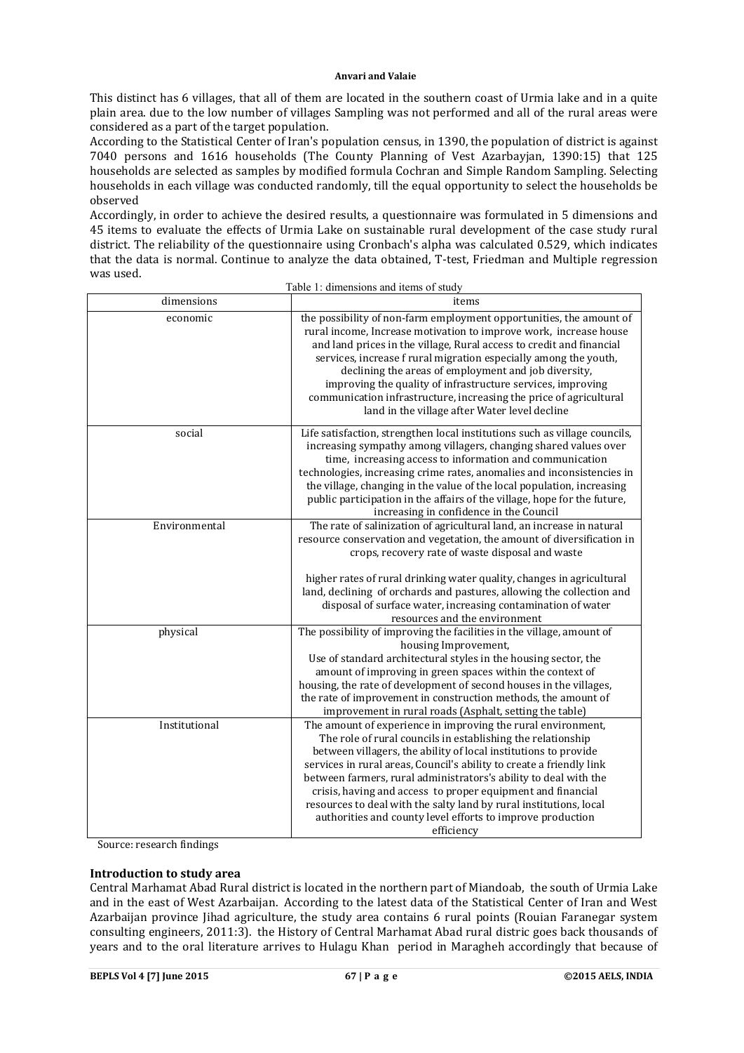This distinct has 6 villages, that all of them are located in the southern coast of Urmia lake and in a quite plain area. due to the low number of villages Sampling was not performed and all of the rural areas were considered as a part of the target population.

According to the Statistical Center of Iran's population census, in 1390, the population of district is against 7040 persons and 1616 households (The County Planning of Vest Azarbayjan, 1390:15) that 125 households are selected as samples by modified formula Cochran and Simple Random Sampling. Selecting households in each village was conducted randomly, till the equal opportunity to select the households be observed

Accordingly, in order to achieve the desired results, a questionnaire was formulated in 5 dimensions and 45 items to evaluate the effects of Urmia Lake on sustainable rural development of the case study rural district. The reliability of the questionnaire using Cronbach's alpha was calculated 0.529, which indicates that the data is normal. Continue to analyze the data obtained, T-test, Friedman and Multiple regression was used.

Table 1: dimensions and items of study

| dimensions | items |
|---|---|
| economic | the possibility of non-farm employment opportunities, the amount of rural income, Increase motivation to improve work, increase house and land prices in the village, Rural access to credit and financial services, increase f rural migration especially among the youth, declining the areas of employment and job diversity, improving the quality of infrastructure services, improving communication infrastructure, increasing the price of agricultural land in the village after Water level decline |
| social | Life satisfaction, strengthen local institutions such as village councils, increasing sympathy among villagers, changing shared values over time, increasing access to information and communication technologies, increasing crime rates, anomalies and inconsistencies in the village, changing in the value of the local population, increasing public participation in the affairs of the village, hope for the future, increasing in confidence in the Council |
| Environmental | The rate of salinization of agricultural land, an increase in natural resource conservation and vegetation, the amount of diversification in crops, recovery rate of waste disposal and waste higher rates of rural drinking water quality, changes in agricultural land, declining of orchards and pastures, allowing the collection and disposal of surface water, increasing contamination of water resources and the environment |
| physical | The possibility of improving the facilities in the village, amount of housing Improvement, Use of standard architectural styles in the housing sector, the amount of improving in green spaces within the context of housing, the rate of development of second houses in the villages, the rate of improvement in construction methods, the amount of improvement in rural roads (Asphalt, setting the table) |
| Institutional | The amount of experience in improving the rural environment, The role of rural councils in establishing the relationship between villagers, the ability of local institutions to provide services in rural areas, Council's ability to create a friendly link between farmers, rural administrators's ability to deal with the crisis, having and access to proper equipment and financial resources to deal with the salty land by rural institutions, local authorities and county level efforts to improve production efficiency |

Source: research findings

**Introduction to study area**

Central Marhamat Abad Rural district is located in the northern part of Miandoab, the south of Urmia Lake and in the east of West Azarbaijan. According to the latest data of the Statistical Center of Iran and West Azarbaijan province Jihad agriculture, the study area contains 6 rural points (Rouian Faranegar system consulting engineers, 2011:3). the History of Central Marhamat Abad rural distric goes back thousands of years and to the oral literature arrives to Hulagu Khan period in Maragheh accordingly that because of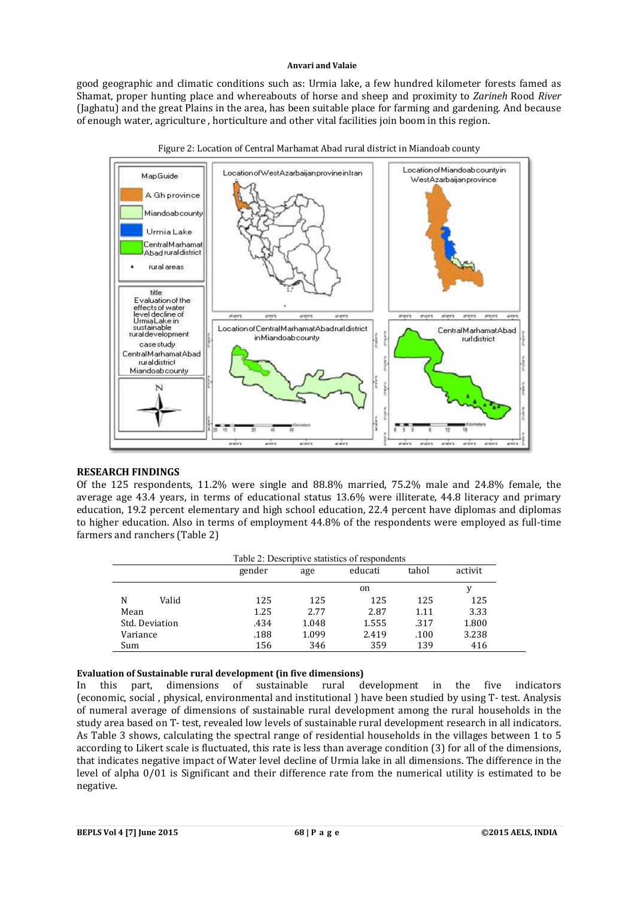good geographic and climatic conditions such as: Urmia lake, a few hundred kilometer forests famed as Shamat, proper hunting place and whereabouts of horse and sheep and proximity to *Zarineh* Rood *River* (Jaghatu) and the great Plains in the area, has been suitable place for farming and gardening. And because of enough water, agriculture , horticulture and other vital facilities join boom in this region.

Figure 2: Location of Central Marhamat Abad rural district in Miandoab county

## RESEARCH FINDINGS

Of the 125 respondents, 11.2% were single and 88.8% married, 75.2% male and 24.8% female, the average age 43.4 years, in terms of educational status 13.6% were illiterate, 44.8 literacy and primary education, 19.2 percent elementary and high school education, 22.4 percent have diplomas and diplomas to higher education. Also in terms of employment 44.8% of the respondents were employed as full-time farmers and ranchers (Table 2)

Table 2: Descriptive statistics of respondents

| | | gender | age | education | tahol | activity |
|---|---|---|---|---|---|---|
| N | Valid | 125 | 125 | 125 | 125 | 125 |
| Mean | | 1.25 | 2.77 | 2.87 | 1.11 | 3.33 |
| Std. Deviation | | .434 | 1.048 | 1.555 | .317 | 1.800 |
| Variance | | .188 | 1.099 | 2.419 | .100 | 3.238 |
| Sum | | 156 | 346 | 359 | 139 | 416 |

### Evaluation of Sustainable rural development (in five dimensions)

In this part, dimensions of sustainable rural development in the five indicators (economic, social , physical, environmental and institutional ) have been studied by using T- test. Analysis of numeral average of dimensions of sustainable rural development among the rural households in the study area based on T- test, revealed low levels of sustainable rural development research in all indicators. As Table 3 shows, calculating the spectral range of residential households in the villages between 1 to 5 according to Likert scale is fluctuated, this rate is less than average condition (3) for all of the dimensions, that indicates negative impact of Water level decline of Urmia lake in all dimensions. The difference in the level of alpha 0/01 is Significant and their difference rate from the numerical utility is estimated to be negative.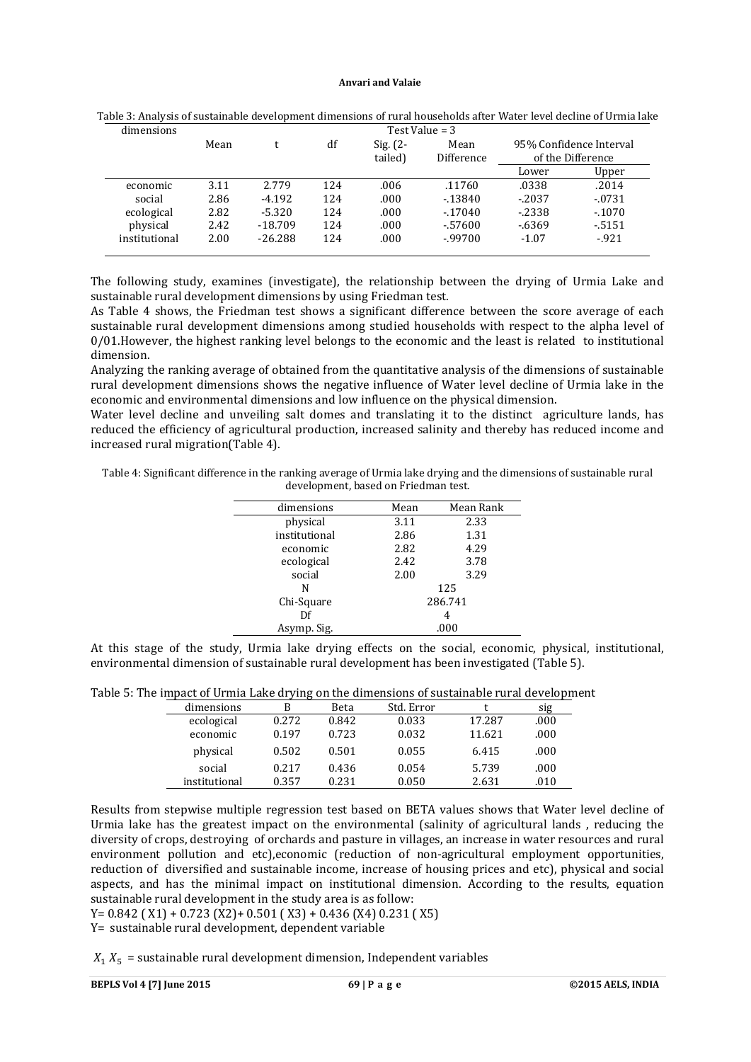Table 3: Analysis of sustainable development dimensions of rural households after Water level decline of Urmia lake

| dimensions | Test Value = 3 | | | | | |
|---|---|---|---|---|---|---|
| | Mean | t | df | Sig. (2-tailed) | Mean Difference | 95% Confidence Interval of the Difference | |
| | | | | | | Lower | Upper |
| economic | 3.11 | 2.779 | 124 | .006 | .11760 | .0338 | .2014 |
| social | 2.86 | -4.192 | 124 | .000 | -.13840 | -.2037 | -.0731 |
| ecological | 2.82 | -5.320 | 124 | .000 | -.17040 | -.2338 | -.1070 |
| physical | 2.42 | -18.709 | 124 | .000 | -.57600 | -.6369 | -.5151 |
| institutional | 2.00 | -26.288 | 124 | .000 | -.99700 | -1.07 | -.921 |

The following study, examines (investigate), the relationship between the drying of Urmia Lake and sustainable rural development dimensions by using Friedman test.

As Table 4 shows, the Friedman test shows a significant difference between the score average of each sustainable rural development dimensions among studied households with respect to the alpha level of 0/01.However, the highest ranking level belongs to the economic and the least is related to institutional dimension.

Analyzing the ranking average of obtained from the quantitative analysis of the dimensions of sustainable rural development dimensions shows the negative influence of Water level decline of Urmia lake in the economic and environmental dimensions and low influence on the physical dimension.

Water level decline and unveiling salt domes and translating it to the distinct agriculture lands, has reduced the efficiency of agricultural production, increased salinity and thereby has reduced income and increased rural migration(Table 4).

Table 4: Significant difference in the ranking average of Urmia lake drying and the dimensions of sustainable rural development, based on Friedman test.

| dimensions | Mean | Mean Rank |
|---|---|---|
| physical | 3.11 | 2.33 |
| institutional | 2.86 | 1.31 |
| economic | 2.82 | 4.29 |
| ecological | 2.42 | 3.78 |
| social | 2.00 | 3.29 |
| N | 125 | |
| Chi-Square | 286.741 | |
| Df | 4 | |
| Asymp. Sig. | .000 | |

At this stage of the study, Urmia lake drying effects on the social, economic, physical, institutional, environmental dimension of sustainable rural development has been investigated (Table 5).

Table 5: The impact of Urmia Lake drying on the dimensions of sustainable rural development

| dimensions | B | Beta | Std. Error | t | sig |
|---|---|---|---|---|---|
| ecological | 0.272 | 0.842 | 0.033 | 17.287 | .000 |
| economic | 0.197 | 0.723 | 0.032 | 11.621 | .000 |
| physical | 0.502 | 0.501 | 0.055 | 6.415 | .000 |
| social | 0.217 | 0.436 | 0.054 | 5.739 | .000 |
| institutional | 0.357 | 0.231 | 0.050 | 2.631 | .010 |

Results from stepwise multiple regression test based on BETA values shows that Water level decline of Urmia lake has the greatest impact on the environmental (salinity of agricultural lands , reducing the diversity of crops, destroying of orchards and pasture in villages, an increase in water resources and rural environment pollution and etc),economic (reduction of non-agricultural employment opportunities, reduction of diversified and sustainable income, increase of housing prices and etc), physical and social aspects, and has the minimal impact on institutional dimension. According to the results, equation sustainable rural development in the study area is as follow:

$Y = 0.842\ (X1) + 0.723\ (X2) + 0.501\ (X3) + 0.436\ (X4)\ 0.231\ (X5)$

Y= sustainable rural development, dependent variable

$X_1\ X_5$ = sustainable rural development dimension, Independent variables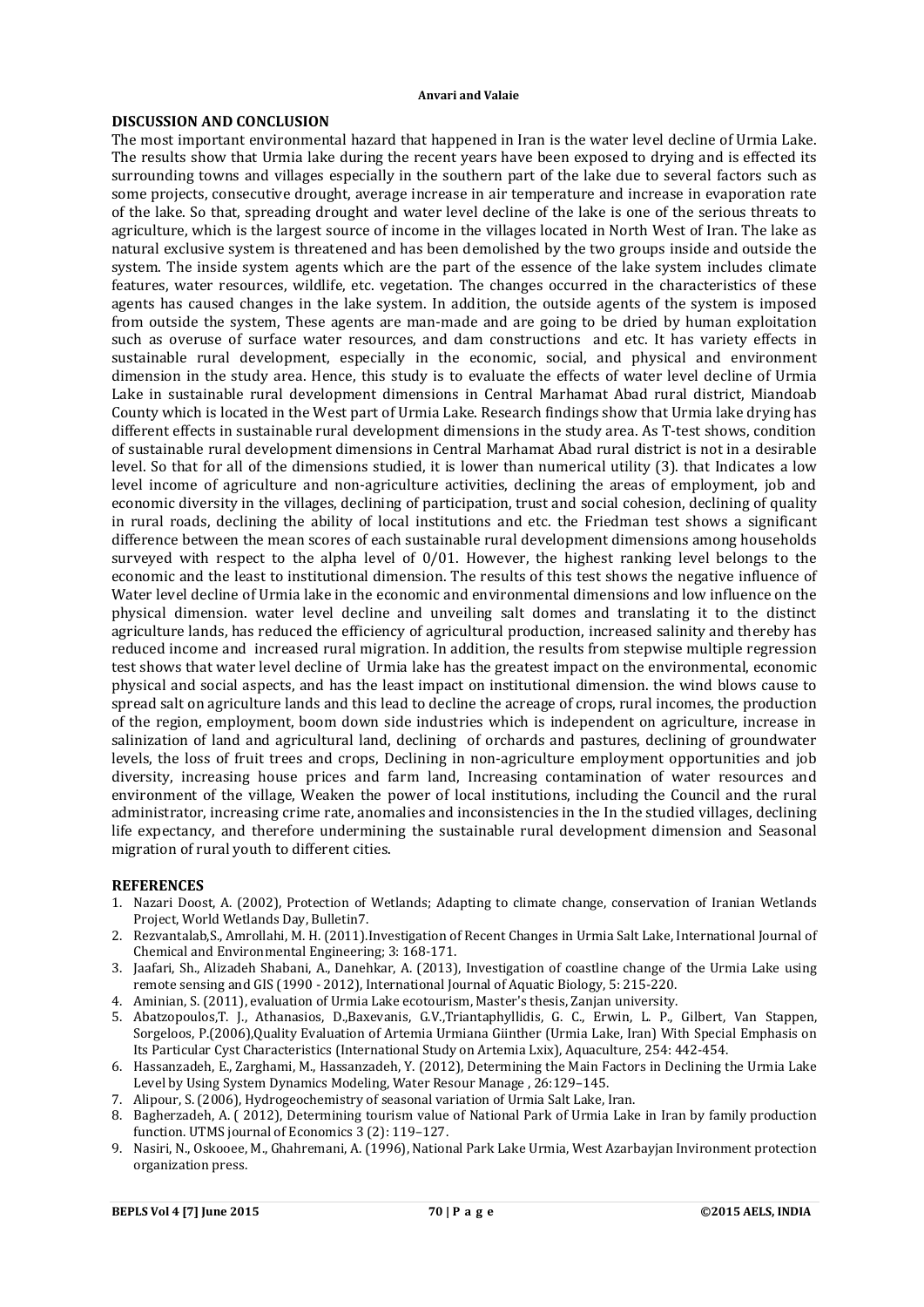## DISCUSSION AND CONCLUSION

The most important environmental hazard that happened in Iran is the water level decline of Urmia Lake. The results show that Urmia lake during the recent years have been exposed to drying and is effected its surrounding towns and villages especially in the southern part of the lake due to several factors such as some projects, consecutive drought, average increase in air temperature and increase in evaporation rate of the lake. So that, spreading drought and water level decline of the lake is one of the serious threats to agriculture, which is the largest source of income in the villages located in North West of Iran. The lake as natural exclusive system is threatened and has been demolished by the two groups inside and outside the system. The inside system agents which are the part of the essence of the lake system includes climate features, water resources, wildlife, etc. vegetation. The changes occurred in the characteristics of these agents has caused changes in the lake system. In addition, the outside agents of the system is imposed from outside the system, These agents are man-made and are going to be dried by human exploitation such as overuse of surface water resources, and dam constructions and etc. It has variety effects in sustainable rural development, especially in the economic, social, and physical and environment dimension in the study area. Hence, this study is to evaluate the effects of water level decline of Urmia Lake in sustainable rural development dimensions in Central Marhamat Abad rural district, Miandoab County which is located in the West part of Urmia Lake. Research findings show that Urmia lake drying has different effects in sustainable rural development dimensions in the study area. As T-test shows, condition of sustainable rural development dimensions in Central Marhamat Abad rural district is not in a desirable level. So that for all of the dimensions studied, it is lower than numerical utility (3). that Indicates a low level income of agriculture and non-agriculture activities, declining the areas of employment, job and economic diversity in the villages, declining of participation, trust and social cohesion, declining of quality in rural roads, declining the ability of local institutions and etc. the Friedman test shows a significant difference between the mean scores of each sustainable rural development dimensions among households surveyed with respect to the alpha level of 0/01. However, the highest ranking level belongs to the economic and the least to institutional dimension. The results of this test shows the negative influence of Water level decline of Urmia lake in the economic and environmental dimensions and low influence on the physical dimension. water level decline and unveiling salt domes and translating it to the distinct agriculture lands, has reduced the efficiency of agricultural production, increased salinity and thereby has reduced income and increased rural migration. In addition, the results from stepwise multiple regression test shows that water level decline of Urmia lake has the greatest impact on the environmental, economic physical and social aspects, and has the least impact on institutional dimension. the wind blows cause to spread salt on agriculture lands and this lead to decline the acreage of crops, rural incomes, the production of the region, employment, boom down side industries which is independent on agriculture, increase in salinization of land and agricultural land, declining of orchards and pastures, declining of groundwater levels, the loss of fruit trees and crops, Declining in non-agriculture employment opportunities and job diversity, increasing house prices and farm land, Increasing contamination of water resources and environment of the village, Weaken the power of local institutions, including the Council and the rural administrator, increasing crime rate, anomalies and inconsistencies in the In the studied villages, declining life expectancy, and therefore undermining the sustainable rural development dimension and Seasonal migration of rural youth to different cities.

## REFERENCES

1. Nazari Doost, A. (2002), Protection of Wetlands; Adapting to climate change, conservation of Iranian Wetlands Project, World Wetlands Day, Bulletin7.
2. Rezvantalab,S., Amrollahi, M. H. (2011).Investigation of Recent Changes in Urmia Salt Lake, International Journal of Chemical and Environmental Engineering; 3: 168-171.
3. Jaafari, Sh., Alizadeh Shabani, A., Danehkar, A. (2013), Investigation of coastline change of the Urmia Lake using remote sensing and GIS (1990 - 2012), International Journal of Aquatic Biology, 5: 215-220.
4. Aminian, S. (2011), evaluation of Urmia Lake ecotourism, Master's thesis, Zanjan university.
5. Abatzopoulos,T. J., Athanasios, D.,Baxevanis, G.V.,Triantaphyllidis, G. C., Erwin, L. P., Gilbert, Van Stappen, Sorgeloos, P.(2006),Quality Evaluation of Artemia Urmiana Giinther (Urmia Lake, Iran) With Special Emphasis on Its Particular Cyst Characteristics (International Study on Artemia Lxix), Aquaculture, 254: 442-454.
6. Hassanzadeh, E., Zarghami, M., Hassanzadeh, Y. (2012), Determining the Main Factors in Declining the Urmia Lake Level by Using System Dynamics Modeling, Water Resour Manage , 26:129–145.
7. Alipour, S. (2006), Hydrogeochemistry of seasonal variation of Urmia Salt Lake, Iran.
8. Bagherzadeh, A. ( 2012), Determining tourism value of National Park of Urmia Lake in Iran by family production function. UTMS journal of Economics 3 (2): 119–127.
9. Nasiri, N., Oskooee, M., Ghahremani, A. (1996), National Park Lake Urmia, West Azarbayjan Invironment protection organization press.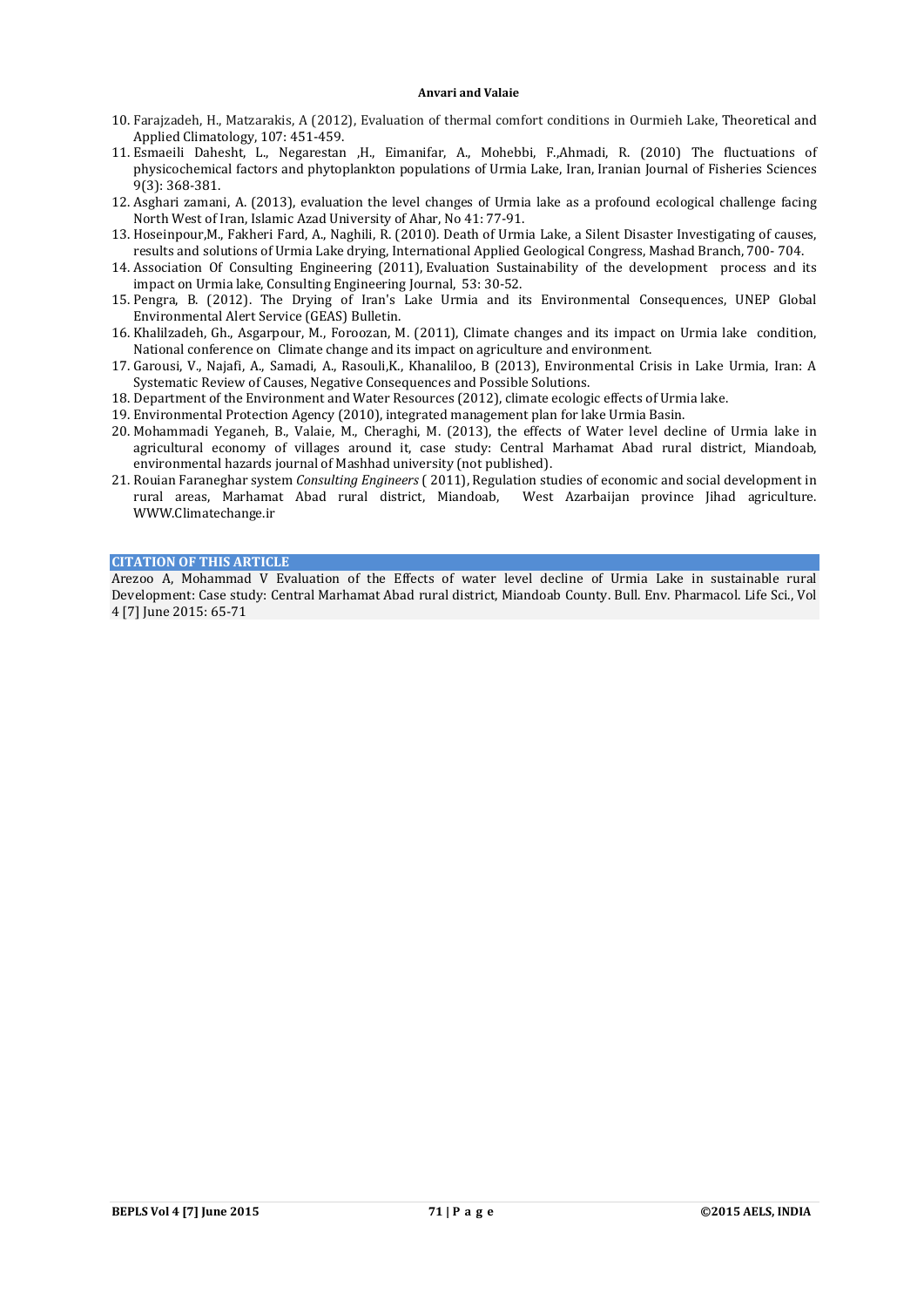10. Farajzadeh, H., Matzarakis, A (2012), Evaluation of thermal comfort conditions in Ourmieh Lake, Theoretical and Applied Climatology, 107: 451-459.
11. Esmaeili Dahesht, L., Negarestan ,H., Eimanifar, A., Mohebbi, F.,Ahmadi, R. (2010) The fluctuations of physicochemical factors and phytoplankton populations of Urmia Lake, Iran, Iranian Journal of Fisheries Sciences 9(3): 368-381.
12. Asghari zamani, A. (2013), evaluation the level changes of Urmia lake as a profound ecological challenge facing North West of Iran, Islamic Azad University of Ahar, No 41: 77-91.
13. Hoseinpour,M., Fakheri Fard, A., Naghili, R. (2010). Death of Urmia Lake, a Silent Disaster Investigating of causes, results and solutions of Urmia Lake drying, International Applied Geological Congress, Mashad Branch, 700- 704.
14. Association Of Consulting Engineering (2011), Evaluation Sustainability of the development process and its impact on Urmia lake, Consulting Engineering Journal, 53: 30-52.
15. Pengra, B. (2012). The Drying of Iran's Lake Urmia and its Environmental Consequences, UNEP Global Environmental Alert Service (GEAS) Bulletin.
16. Khalilzadeh, Gh., Asgarpour, M., Foroozan, M. (2011), Climate changes and its impact on Urmia lake condition, National conference on Climate change and its impact on agriculture and environment.
17. Garousi, V., Najafi, A., Samadi, A., Rasouli,K., Khanaliloo, B (2013), Environmental Crisis in Lake Urmia, Iran: A Systematic Review of Causes, Negative Consequences and Possible Solutions.
18. Department of the Environment and Water Resources (2012), climate ecologic effects of Urmia lake.
19. Environmental Protection Agency (2010), integrated management plan for lake Urmia Basin.
20. Mohammadi Yeganeh, B., Valaie, M., Cheraghi, M. (2013), the effects of Water level decline of Urmia lake in agricultural economy of villages around it, case study: Central Marhamat Abad rural district, Miandoab, environmental hazards journal of Mashhad university (not published).
21. Rouian Faraneghar system *Consulting Engineers* ( 2011), Regulation studies of economic and social development in rural areas, Marhamat Abad rural district, Miandoab, West Azarbaijan province Jihad agriculture. WWW.Climatechange.ir

**CITATION OF THIS ARTICLE**

Arezoo A, Mohammad V Evaluation of the Effects of water level decline of Urmia Lake in sustainable rural Development: Case study: Central Marhamat Abad rural district, Miandoab County. Bull. Env. Pharmacol. Life Sci., Vol 4 [7] June 2015: 65-71